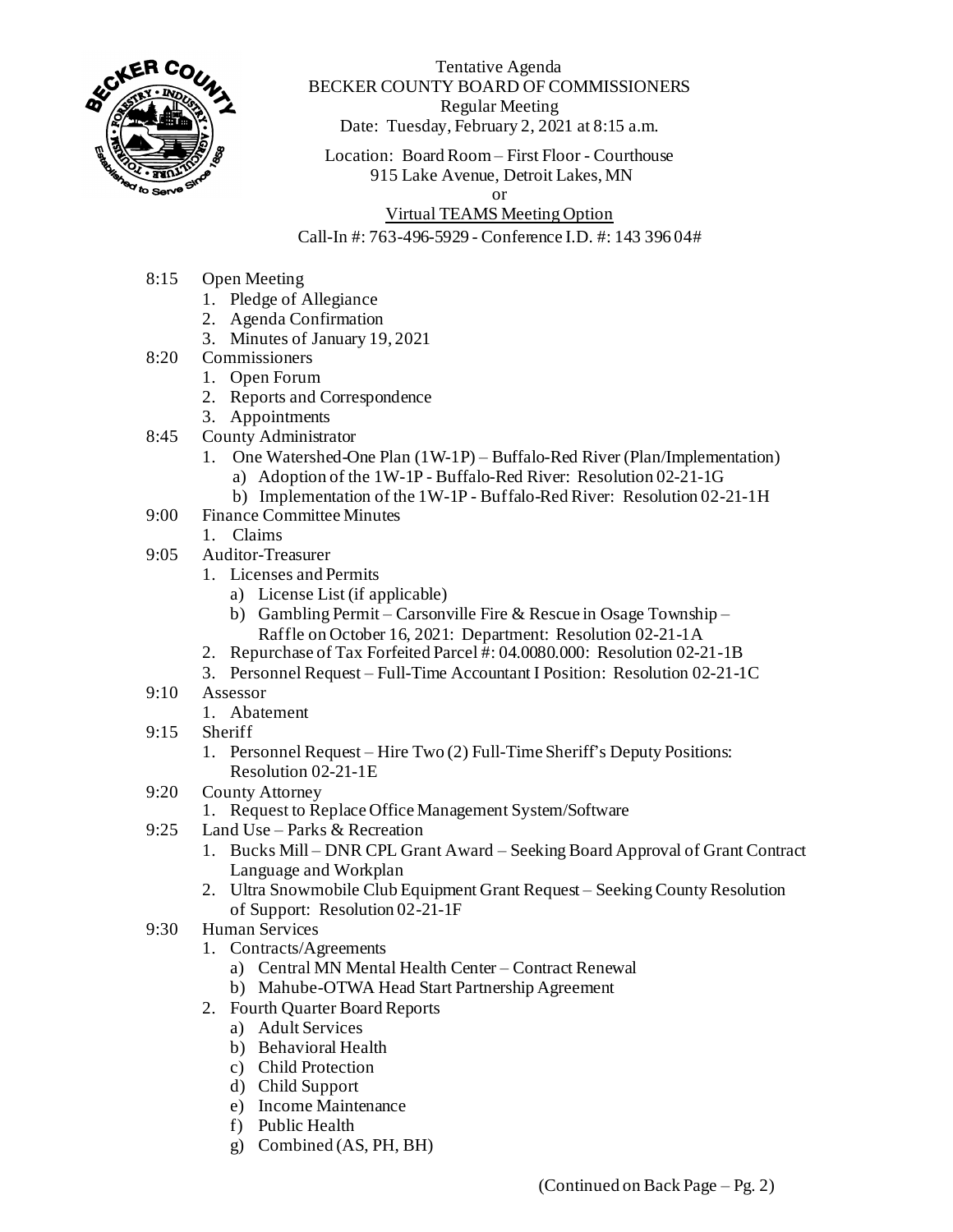Tentative Agenda
BECKER COUNTY BOARD OF COMMISSIONERS
Regular Meeting
Date: Tuesday, February 2, 2021 at 8:15 a.m.

Location: Board Room – First Floor - Courthouse
915 Lake Avenue, Detroit Lakes, MN
or
Virtual TEAMS Meeting Option
Call-In #: 763-496-5929 - Conference I.D. #: 143 396 04#

- 8:15 Open Meeting
  1. Pledge of Allegiance
  2. Agenda Confirmation
  3. Minutes of January 19, 2021
- 8:20 Commissioners
  1. Open Forum
  2. Reports and Correspondence
  3. Appointments
- 8:45 County Administrator
  1. One Watershed-One Plan (1W-1P) – Buffalo-Red River (Plan/Implementation)
     - a) Adoption of the 1W-1P - Buffalo-Red River: Resolution 02-21-1G
     - b) Implementation of the 1W-1P - Buffalo-Red River: Resolution 02-21-1H
- 9:00 Finance Committee Minutes
  1. Claims
- 9:05 Auditor-Treasurer
  1. Licenses and Permits
     - a) License List (if applicable)
     - b) Gambling Permit – Carsonville Fire & Rescue in Osage Township – Raffle on October 16, 2021: Department: Resolution 02-21-1A
  2. Repurchase of Tax Forfeited Parcel #: 04.0080.000: Resolution 02-21-1B
  3. Personnel Request – Full-Time Accountant I Position: Resolution 02-21-1C
- 9:10 Assessor
  1. Abatement
- 9:15 Sheriff
  1. Personnel Request – Hire Two (2) Full-Time Sheriff's Deputy Positions: Resolution 02-21-1E
- 9:20 County Attorney
  1. Request to Replace Office Management System/Software
- 9:25 Land Use – Parks & Recreation
  1. Bucks Mill – DNR CPL Grant Award – Seeking Board Approval of Grant Contract Language and Workplan
  2. Ultra Snowmobile Club Equipment Grant Request – Seeking County Resolution of Support: Resolution 02-21-1F
- 9:30 Human Services
  1. Contracts/Agreements
     - a) Central MN Mental Health Center – Contract Renewal
     - b) Mahube-OTWA Head Start Partnership Agreement
  2. Fourth Quarter Board Reports
     - a) Adult Services
     - b) Behavioral Health
     - c) Child Protection
     - d) Child Support
     - e) Income Maintenance
     - f) Public Health
     - g) Combined (AS, PH, BH)

(Continued on Back Page – Pg. 2)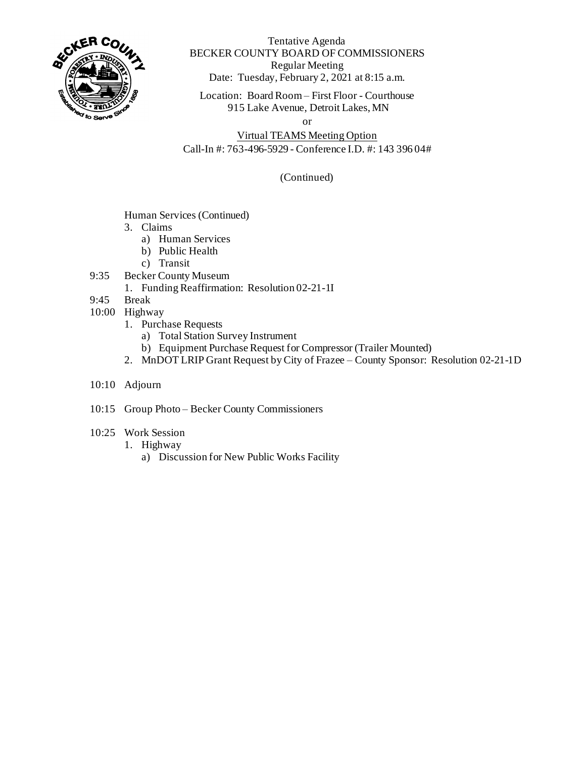Tentative Agenda
BECKER COUNTY BOARD OF COMMISSIONERS
Regular Meeting
Date: Tuesday, February 2, 2021 at 8:15 a.m.

Location: Board Room – First Floor - Courthouse
915 Lake Avenue, Detroit Lakes, MN
or
Virtual TEAMS Meeting Option
Call-In #: 763-496-5929 - Conference I.D. #: 143 396 04#

(Continued)

Human Services (Continued)

3. Claims
   a) Human Services
   b) Public Health
   c) Transit

9:35 Becker County Museum

1. Funding Reaffirmation: Resolution 02-21-1I

9:45 Break

10:00 Highway

1. Purchase Requests
   a) Total Station Survey Instrument
   b) Equipment Purchase Request for Compressor (Trailer Mounted)
2. MnDOT LRIP Grant Request by City of Frazee – County Sponsor: Resolution 02-21-1D

10:10 Adjourn

10:15 Group Photo – Becker County Commissioners

10:25 Work Session

1. Highway
   a) Discussion for New Public Works Facility